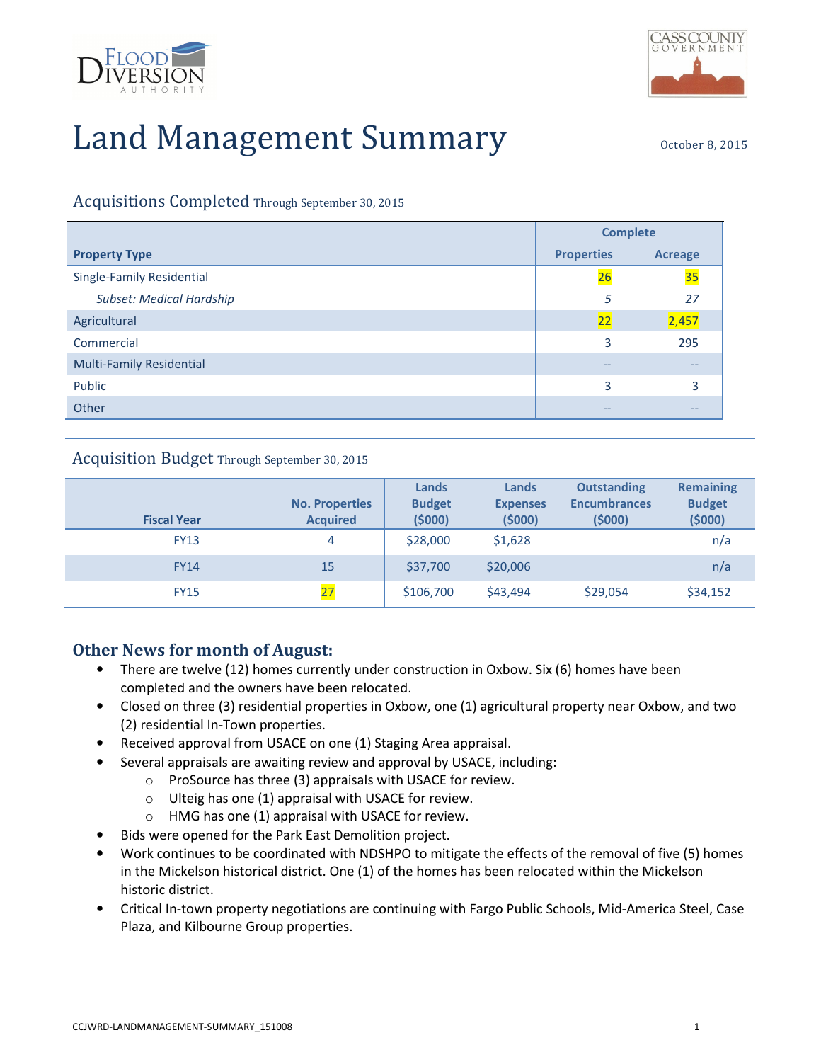# Land Management Summary

October 8, 2015

## Acquisitions Completed Through September 30, 2015

| | Complete | |
|---|---|---|
| **Property Type** | **Properties** | **Acreage** |
| Single-Family Residential | 26 | 35 |
| *Subset: Medical Hardship* | *5* | *27* |
| Agricultural | 22 | 2,457 |
| Commercial | 3 | 295 |
| Multi-Family Residential | -- | -- |
| Public | 3 | 3 |
| Other | -- | -- |

## Acquisition Budget Through September 30, 2015

| Fiscal Year | No. Properties Acquired | Lands Budget ($000) | Lands Expenses ($000) | Outstanding Encumbrances ($000) | Remaining Budget ($000) |
|---|---|---|---|---|---|
| FY13 | 4 | $28,000 | $1,628 | | n/a |
| FY14 | 15 | $37,700 | $20,006 | | n/a |
| FY15 | 27 | $106,700 | $43,494 | $29,054 | $34,152 |

## Other News for month of August:

- There are twelve (12) homes currently under construction in Oxbow. Six (6) homes have been completed and the owners have been relocated.
- Closed on three (3) residential properties in Oxbow, one (1) agricultural property near Oxbow, and two (2) residential In-Town properties.
- Received approval from USACE on one (1) Staging Area appraisal.
- Several appraisals are awaiting review and approval by USACE, including:
  - ProSource has three (3) appraisals with USACE for review.
  - Ulteig has one (1) appraisal with USACE for review.
  - HMG has one (1) appraisal with USACE for review.
- Bids were opened for the Park East Demolition project.
- Work continues to be coordinated with NDSHPO to mitigate the effects of the removal of five (5) homes in the Mickelson historical district. One (1) of the homes has been relocated within the Mickelson historic district.
- Critical In-town property negotiations are continuing with Fargo Public Schools, Mid-America Steel, Case Plaza, and Kilbourne Group properties.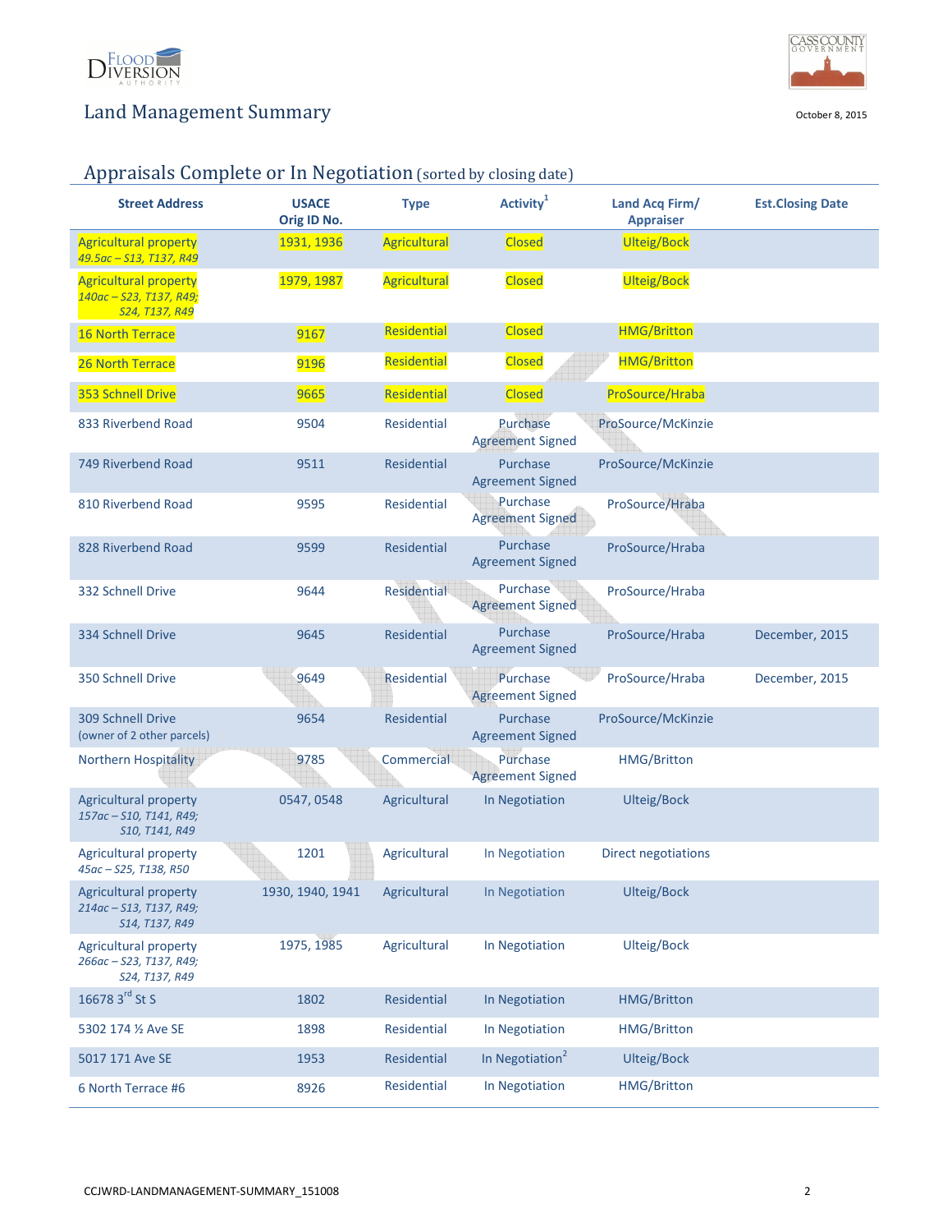## Appraisals Complete or In Negotiation (sorted by closing date)

| Street Address | USACE Orig ID No. | Type | Activity[1] | Land Acq Firm/ Appraiser | Est.Closing Date |
|---|---|---|---|---|---|
| Agricultural property *49.5ac – S13, T137, R49* | 1931, 1936 | Agricultural | Closed | Ulteig/Bock | |
| Agricultural property *140ac – S23, T137, R49; S24, T137, R49* | 1979, 1987 | Agricultural | Closed | Ulteig/Bock | |
| 16 North Terrace | 9167 | Residential | Closed | HMG/Britton | |
| 26 North Terrace | 9196 | Residential | Closed | HMG/Britton | |
| 353 Schnell Drive | 9665 | Residential | Closed | ProSource/Hraba | |
| 833 Riverbend Road | 9504 | Residential | Purchase Agreement Signed | ProSource/McKinzie | |
| 749 Riverbend Road | 9511 | Residential | Purchase Agreement Signed | ProSource/McKinzie | |
| 810 Riverbend Road | 9595 | Residential | Purchase Agreement Signed | ProSource/Hraba | |
| 828 Riverbend Road | 9599 | Residential | Purchase Agreement Signed | ProSource/Hraba | |
| 332 Schnell Drive | 9644 | Residential | Purchase Agreement Signed | ProSource/Hraba | |
| 334 Schnell Drive | 9645 | Residential | Purchase Agreement Signed | ProSource/Hraba | December, 2015 |
| 350 Schnell Drive | 9649 | Residential | Purchase Agreement Signed | ProSource/Hraba | December, 2015 |
| 309 Schnell Drive (owner of 2 other parcels) | 9654 | Residential | Purchase Agreement Signed | ProSource/McKinzie | |
| Northern Hospitality | 9785 | Commercial | Purchase Agreement Signed | HMG/Britton | |
| Agricultural property *157ac – S10, T141, R49; S10, T141, R49* | 0547, 0548 | Agricultural | In Negotiation | Ulteig/Bock | |
| Agricultural property *45ac – S25, T138, R50* | 1201 | Agricultural | In Negotiation | Direct negotiations | |
| Agricultural property *214ac – S13, T137, R49; S14, T137, R49* | 1930, 1940, 1941 | Agricultural | In Negotiation | Ulteig/Bock | |
| Agricultural property *266ac – S23, T137, R49; S24, T137, R49* | 1975, 1985 | Agricultural | In Negotiation | Ulteig/Bock | |
| 16678 3rd St S | 1802 | Residential | In Negotiation | HMG/Britton | |
| 5302 174 ½ Ave SE | 1898 | Residential | In Negotiation | HMG/Britton | |
| 5017 171 Ave SE | 1953 | Residential | In Negotiation[2] | Ulteig/Bock | |
| 6 North Terrace #6 | 8926 | Residential | In Negotiation | HMG/Britton | |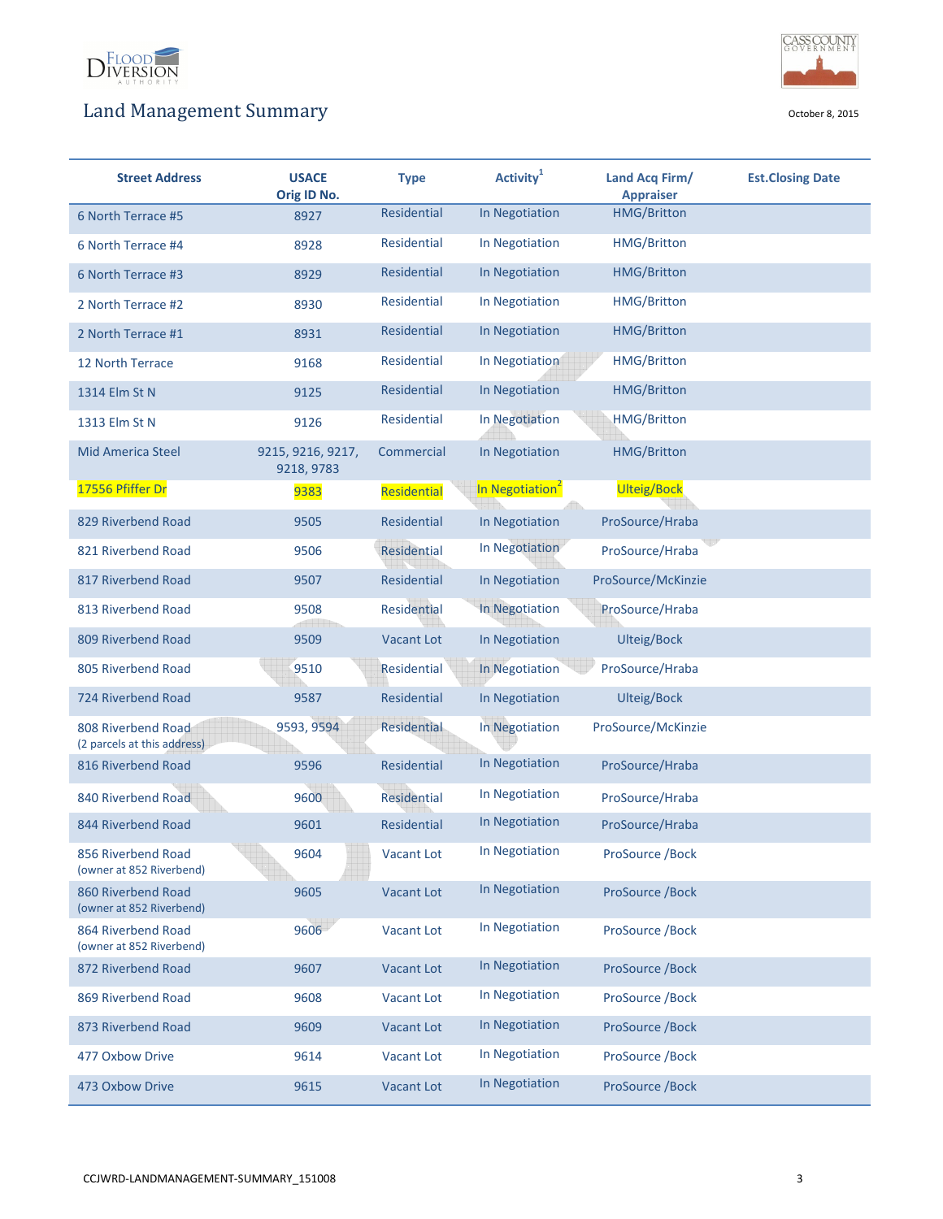# Land Management Summary

October 8, 2015

| Street Address | USACE Orig ID No. | Type | Activity[1] | Land Acq Firm/ Appraiser | Est.Closing Date |
|---|---|---|---|---|---|
| 6 North Terrace #5 | 8927 | Residential | In Negotiation | HMG/Britton | |
| 6 North Terrace #4 | 8928 | Residential | In Negotiation | HMG/Britton | |
| 6 North Terrace #3 | 8929 | Residential | In Negotiation | HMG/Britton | |
| 2 North Terrace #2 | 8930 | Residential | In Negotiation | HMG/Britton | |
| 2 North Terrace #1 | 8931 | Residential | In Negotiation | HMG/Britton | |
| 12 North Terrace | 9168 | Residential | In Negotiation | HMG/Britton | |
| 1314 Elm St N | 9125 | Residential | In Negotiation | HMG/Britton | |
| 1313 Elm St N | 9126 | Residential | In Negotiation | HMG/Britton | |
| Mid America Steel | 9215, 9216, 9217, 9218, 9783 | Commercial | In Negotiation | HMG/Britton | |
| 17556 Pfiffer Dr | 9383 | Residential | In Negotiation[2] | Ulteig/Bock | |
| 829 Riverbend Road | 9505 | Residential | In Negotiation | ProSource/Hraba | |
| 821 Riverbend Road | 9506 | Residential | In Negotiation | ProSource/Hraba | |
| 817 Riverbend Road | 9507 | Residential | In Negotiation | ProSource/McKinzie | |
| 813 Riverbend Road | 9508 | Residential | In Negotiation | ProSource/Hraba | |
| 809 Riverbend Road | 9509 | Vacant Lot | In Negotiation | Ulteig/Bock | |
| 805 Riverbend Road | 9510 | Residential | In Negotiation | ProSource/Hraba | |
| 724 Riverbend Road | 9587 | Residential | In Negotiation | Ulteig/Bock | |
| 808 Riverbend Road (2 parcels at this address) | 9593, 9594 | Residential | In Negotiation | ProSource/McKinzie | |
| 816 Riverbend Road | 9596 | Residential | In Negotiation | ProSource/Hraba | |
| 840 Riverbend Road | 9600 | Residential | In Negotiation | ProSource/Hraba | |
| 844 Riverbend Road | 9601 | Residential | In Negotiation | ProSource/Hraba | |
| 856 Riverbend Road (owner at 852 Riverbend) | 9604 | Vacant Lot | In Negotiation | ProSource /Bock | |
| 860 Riverbend Road (owner at 852 Riverbend) | 9605 | Vacant Lot | In Negotiation | ProSource /Bock | |
| 864 Riverbend Road (owner at 852 Riverbend) | 9606 | Vacant Lot | In Negotiation | ProSource /Bock | |
| 872 Riverbend Road | 9607 | Vacant Lot | In Negotiation | ProSource /Bock | |
| 869 Riverbend Road | 9608 | Vacant Lot | In Negotiation | ProSource /Bock | |
| 873 Riverbend Road | 9609 | Vacant Lot | In Negotiation | ProSource /Bock | |
| 477 Oxbow Drive | 9614 | Vacant Lot | In Negotiation | ProSource /Bock | |
| 473 Oxbow Drive | 9615 | Vacant Lot | In Negotiation | ProSource /Bock | |

CCJWRD-LANDMANAGEMENT-SUMMARY_151008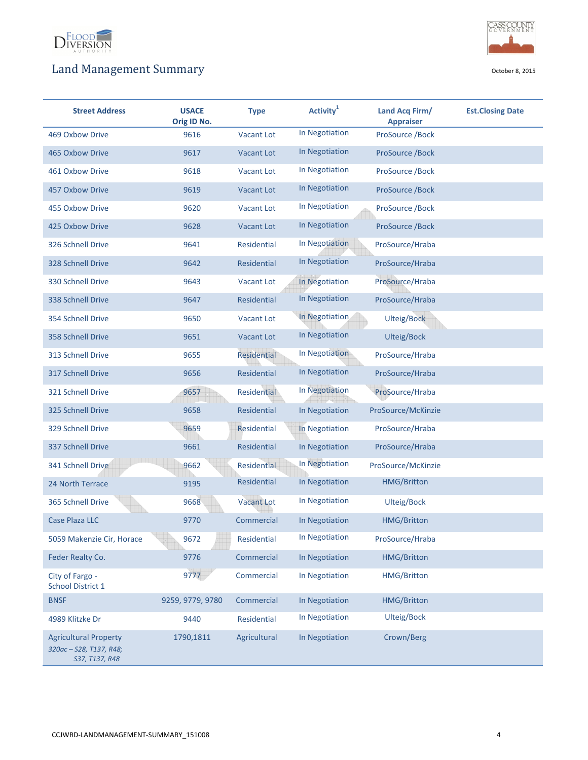# Land Management Summary

October 8, 2015

| Street Address | USACE Orig ID No. | Type | Activity[1] | Land Acq Firm/ Appraiser | Est.Closing Date |
|---|---|---|---|---|---|
| 469 Oxbow Drive | 9616 | Vacant Lot | In Negotiation | ProSource /Bock | |
| 465 Oxbow Drive | 9617 | Vacant Lot | In Negotiation | ProSource /Bock | |
| 461 Oxbow Drive | 9618 | Vacant Lot | In Negotiation | ProSource /Bock | |
| 457 Oxbow Drive | 9619 | Vacant Lot | In Negotiation | ProSource /Bock | |
| 455 Oxbow Drive | 9620 | Vacant Lot | In Negotiation | ProSource /Bock | |
| 425 Oxbow Drive | 9628 | Vacant Lot | In Negotiation | ProSource /Bock | |
| 326 Schnell Drive | 9641 | Residential | In Negotiation | ProSource/Hraba | |
| 328 Schnell Drive | 9642 | Residential | In Negotiation | ProSource/Hraba | |
| 330 Schnell Drive | 9643 | Vacant Lot | In Negotiation | ProSource/Hraba | |
| 338 Schnell Drive | 9647 | Residential | In Negotiation | ProSource/Hraba | |
| 354 Schnell Drive | 9650 | Vacant Lot | In Negotiation | Ulteig/Bock | |
| 358 Schnell Drive | 9651 | Vacant Lot | In Negotiation | Ulteig/Bock | |
| 313 Schnell Drive | 9655 | Residential | In Negotiation | ProSource/Hraba | |
| 317 Schnell Drive | 9656 | Residential | In Negotiation | ProSource/Hraba | |
| 321 Schnell Drive | 9657 | Residential | In Negotiation | ProSource/Hraba | |
| 325 Schnell Drive | 9658 | Residential | In Negotiation | ProSource/McKinzie | |
| 329 Schnell Drive | 9659 | Residential | In Negotiation | ProSource/Hraba | |
| 337 Schnell Drive | 9661 | Residential | In Negotiation | ProSource/Hraba | |
| 341 Schnell Drive | 9662 | Residential | In Negotiation | ProSource/McKinzie | |
| 24 North Terrace | 9195 | Residential | In Negotiation | HMG/Britton | |
| 365 Schnell Drive | 9668 | Vacant Lot | In Negotiation | Ulteig/Bock | |
| Case Plaza LLC | 9770 | Commercial | In Negotiation | HMG/Britton | |
| 5059 Makenzie Cir, Horace | 9672 | Residential | In Negotiation | ProSource/Hraba | |
| Feder Realty Co. | 9776 | Commercial | In Negotiation | HMG/Britton | |
| City of Fargo - School District 1 | 9777 | Commercial | In Negotiation | HMG/Britton | |
| BNSF | 9259, 9779, 9780 | Commercial | In Negotiation | HMG/Britton | |
| 4989 Klitzke Dr | 9440 | Residential | In Negotiation | Ulteig/Bock | |
| Agricultural Property *320ac – S28, T137, R48; S37, T137, R48* | 1790,1811 | Agricultural | In Negotiation | Crown/Berg | |

CCJWRD-LANDMANAGEMENT-SUMMARY_151008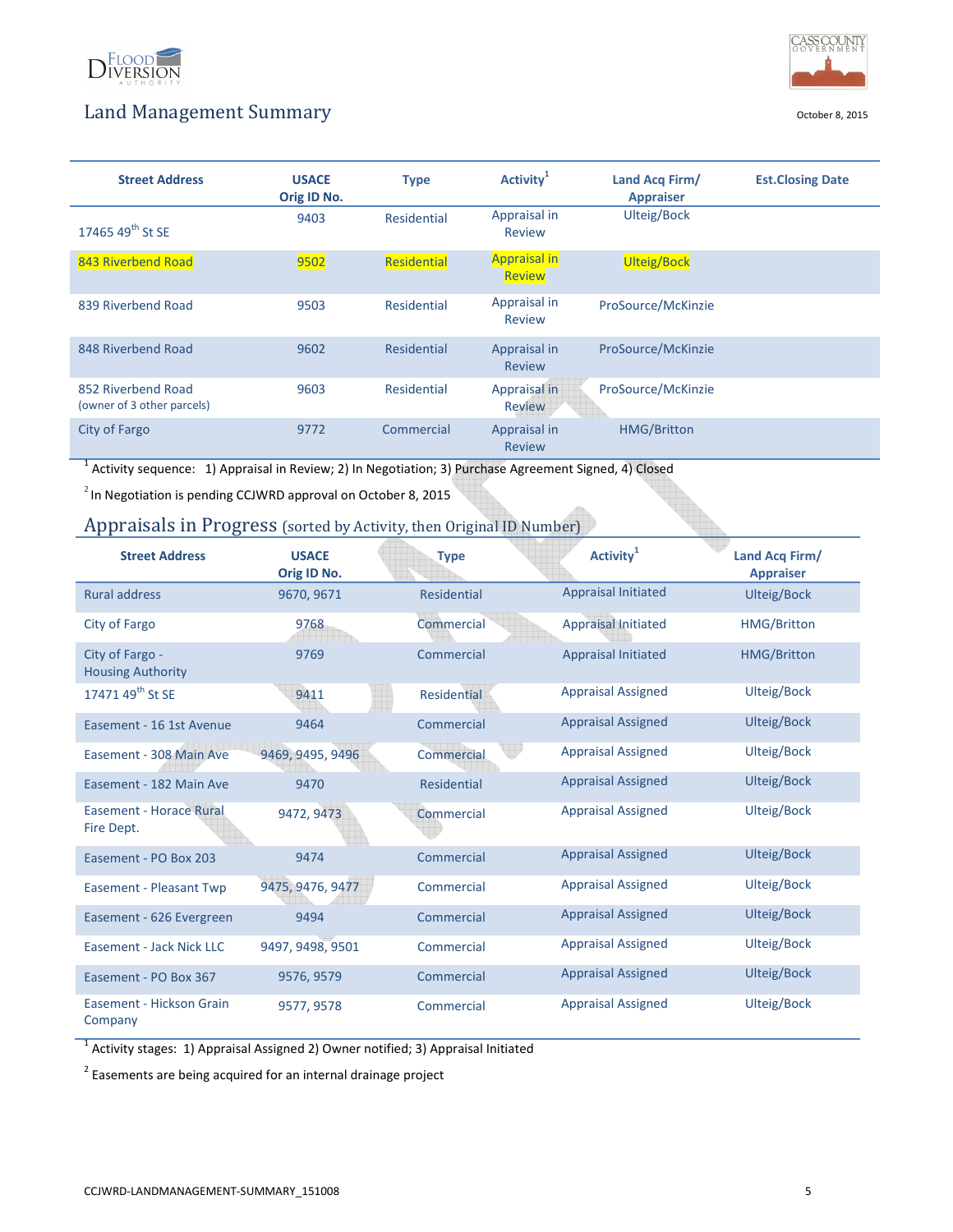# Land Management Summary

October 8, 2015

| Street Address | USACE Orig ID No. | Type | Activity[1] | Land Acq Firm/ Appraiser | Est.Closing Date |
|---|---|---|---|---|---|
| 17465 49th St SE | 9403 | Residential | Appraisal in Review | Ulteig/Bock | |
| 843 Riverbend Road | 9502 | Residential | Appraisal in Review | Ulteig/Bock | |
| 839 Riverbend Road | 9503 | Residential | Appraisal in Review | ProSource/McKinzie | |
| 848 Riverbend Road | 9602 | Residential | Appraisal in Review | ProSource/McKinzie | |
| 852 Riverbend Road (owner of 3 other parcels) | 9603 | Residential | Appraisal in Review | ProSource/McKinzie | |
| City of Fargo | 9772 | Commercial | Appraisal in Review | HMG/Britton | |

[1] Activity sequence: 1) Appraisal in Review; 2) In Negotiation; 3) Purchase Agreement Signed, 4) Closed

[2] In Negotiation is pending CCJWRD approval on October 8, 2015

## Appraisals in Progress (sorted by Activity, then Original ID Number)

| Street Address | USACE Orig ID No. | Type | Activity[1] | Land Acq Firm/ Appraiser |
|---|---|---|---|---|
| Rural address | 9670, 9671 | Residential | Appraisal Initiated | Ulteig/Bock |
| City of Fargo | 9768 | Commercial | Appraisal Initiated | HMG/Britton |
| City of Fargo - Housing Authority | 9769 | Commercial | Appraisal Initiated | HMG/Britton |
| 17471 49th St SE | 9411 | Residential | Appraisal Assigned | Ulteig/Bock |
| Easement - 16 1st Avenue | 9464 | Commercial | Appraisal Assigned | Ulteig/Bock |
| Easement - 308 Main Ave | 9469, 9495, 9496 | Commercial | Appraisal Assigned | Ulteig/Bock |
| Easement - 182 Main Ave | 9470 | Residential | Appraisal Assigned | Ulteig/Bock |
| Easement - Horace Rural Fire Dept. | 9472, 9473 | Commercial | Appraisal Assigned | Ulteig/Bock |
| Easement - PO Box 203 | 9474 | Commercial | Appraisal Assigned | Ulteig/Bock |
| Easement - Pleasant Twp | 9475, 9476, 9477 | Commercial | Appraisal Assigned | Ulteig/Bock |
| Easement - 626 Evergreen | 9494 | Commercial | Appraisal Assigned | Ulteig/Bock |
| Easement - Jack Nick LLC | 9497, 9498, 9501 | Commercial | Appraisal Assigned | Ulteig/Bock |
| Easement - PO Box 367 | 9576, 9579 | Commercial | Appraisal Assigned | Ulteig/Bock |
| Easement - Hickson Grain Company | 9577, 9578 | Commercial | Appraisal Assigned | Ulteig/Bock |

[1] Activity stages: 1) Appraisal Assigned 2) Owner notified; 3) Appraisal Initiated

[2] Easements are being acquired for an internal drainage project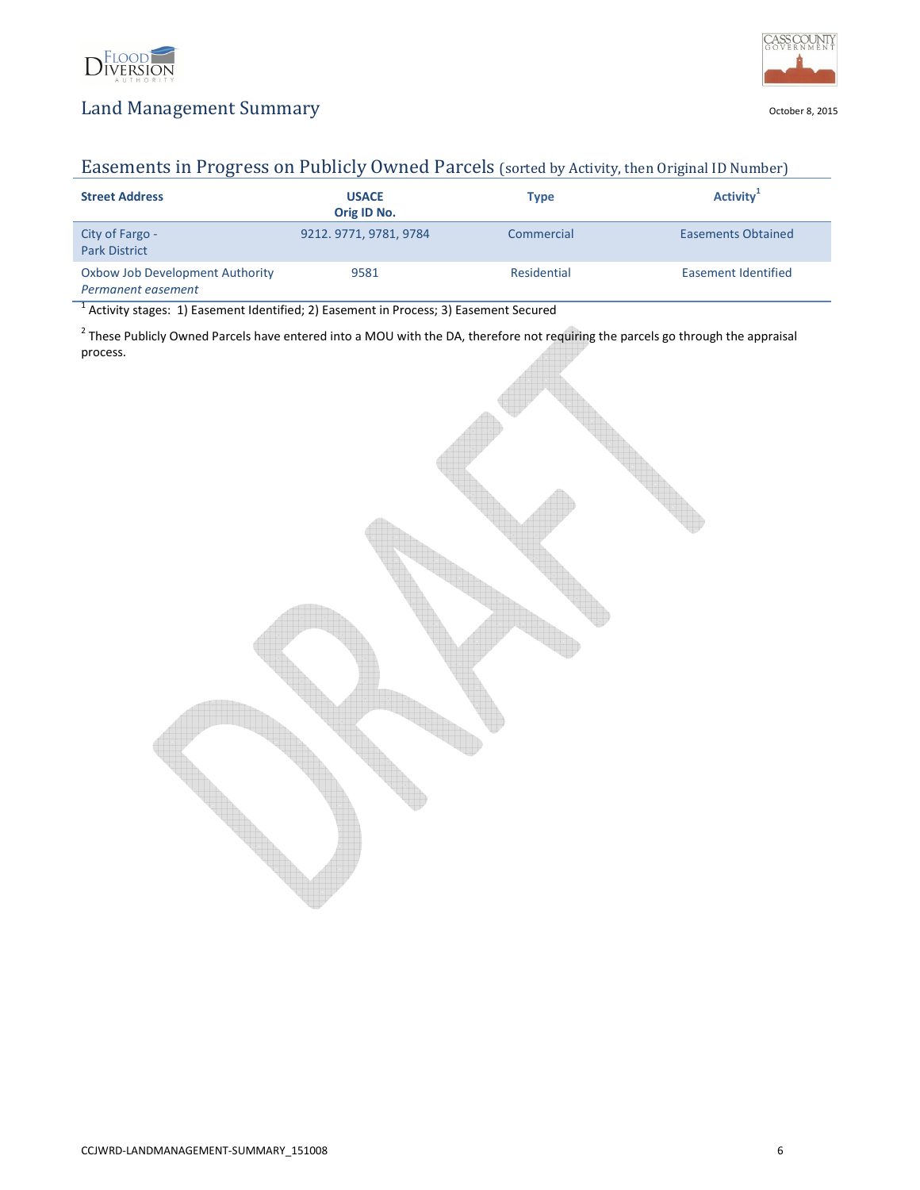# Land Management Summary

October 8, 2015

## Easements in Progress on Publicly Owned Parcels (sorted by Activity, then Original ID Number)

| Street Address | USACE Orig ID No. | Type | Activity[1] |
|---|---|---|---|
| City of Fargo - Park District | 9212. 9771, 9781, 9784 | Commercial | Easements Obtained |
| Oxbow Job Development Authority *Permanent easement* | 9581 | Residential | Easement Identified |

[1] Activity stages: 1) Easement Identified; 2) Easement in Process; 3) Easement Secured

[2] These Publicly Owned Parcels have entered into a MOU with the DA, therefore not requiring the parcels go through the appraisal process.